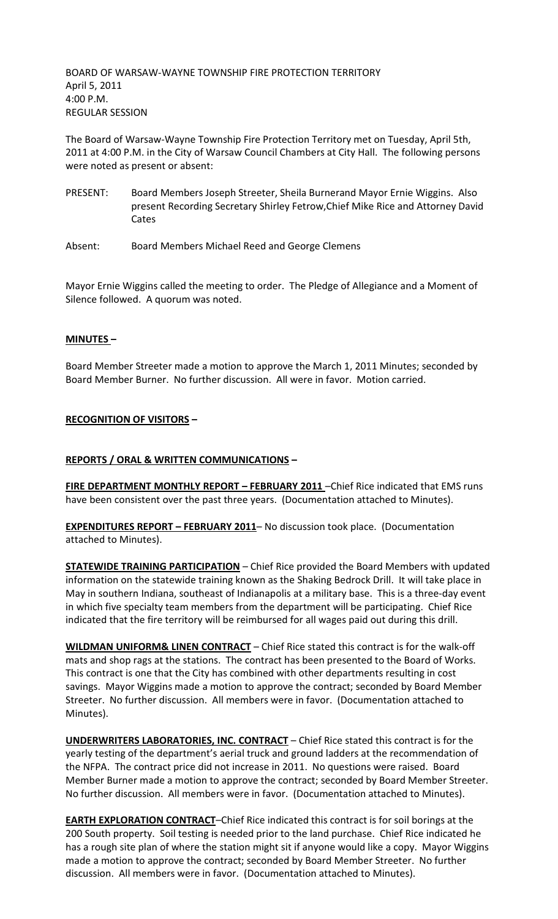BOARD OF WARSAW-WAYNE TOWNSHIP FIRE PROTECTION TERRITORY
April 5, 2011
4:00 P.M.
REGULAR SESSION

The Board of Warsaw-Wayne Township Fire Protection Territory met on Tuesday, April 5th, 2011 at 4:00 P.M. in the City of Warsaw Council Chambers at City Hall. The following persons were noted as present or absent:

PRESENT: Board Members Joseph Streeter, Sheila Burnerand Mayor Ernie Wiggins. Also present Recording Secretary Shirley Fetrow,Chief Mike Rice and Attorney David Cates

Absent: Board Members Michael Reed and George Clemens

Mayor Ernie Wiggins called the meeting to order. The Pledge of Allegiance and a Moment of Silence followed. A quorum was noted.

**MINUTES –**

Board Member Streeter made a motion to approve the March 1, 2011 Minutes; seconded by Board Member Burner. No further discussion. All were in favor. Motion carried.

**RECOGNITION OF VISITORS –**

**REPORTS / ORAL & WRITTEN COMMUNICATIONS –**

**FIRE DEPARTMENT MONTHLY REPORT – FEBRUARY 2011** –Chief Rice indicated that EMS runs have been consistent over the past three years. (Documentation attached to Minutes).

**EXPENDITURES REPORT – FEBRUARY 2011**– No discussion took place. (Documentation attached to Minutes).

**STATEWIDE TRAINING PARTICIPATION** – Chief Rice provided the Board Members with updated information on the statewide training known as the Shaking Bedrock Drill. It will take place in May in southern Indiana, southeast of Indianapolis at a military base. This is a three-day event in which five specialty team members from the department will be participating. Chief Rice indicated that the fire territory will be reimbursed for all wages paid out during this drill.

**WILDMAN UNIFORM& LINEN CONTRACT** – Chief Rice stated this contract is for the walk-off mats and shop rags at the stations. The contract has been presented to the Board of Works. This contract is one that the City has combined with other departments resulting in cost savings. Mayor Wiggins made a motion to approve the contract; seconded by Board Member Streeter. No further discussion. All members were in favor. (Documentation attached to Minutes).

**UNDERWRITERS LABORATORIES, INC. CONTRACT** – Chief Rice stated this contract is for the yearly testing of the department's aerial truck and ground ladders at the recommendation of the NFPA. The contract price did not increase in 2011. No questions were raised. Board Member Burner made a motion to approve the contract; seconded by Board Member Streeter. No further discussion. All members were in favor. (Documentation attached to Minutes).

**EARTH EXPLORATION CONTRACT**–Chief Rice indicated this contract is for soil borings at the 200 South property. Soil testing is needed prior to the land purchase. Chief Rice indicated he has a rough site plan of where the station might sit if anyone would like a copy. Mayor Wiggins made a motion to approve the contract; seconded by Board Member Streeter. No further discussion. All members were in favor. (Documentation attached to Minutes).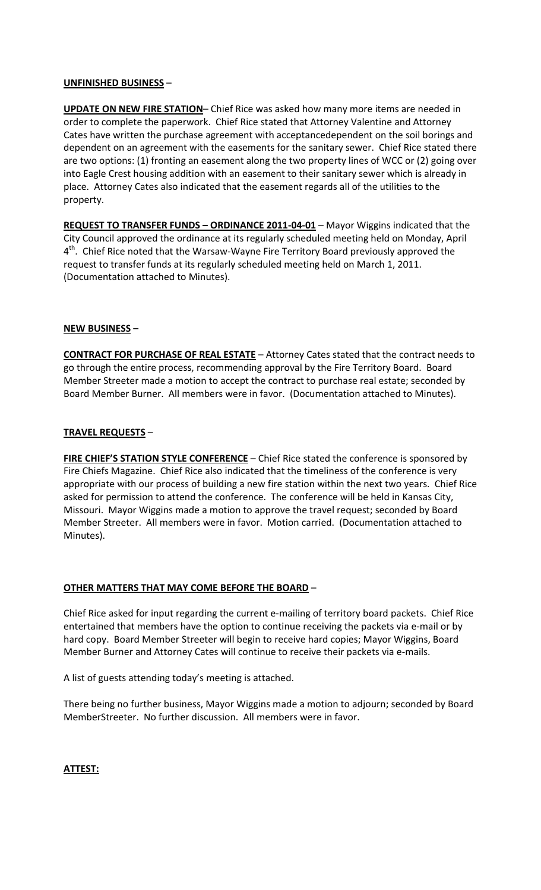**UNFINISHED BUSINESS** –

**UPDATE ON NEW FIRE STATION**– Chief Rice was asked how many more items are needed in order to complete the paperwork. Chief Rice stated that Attorney Valentine and Attorney Cates have written the purchase agreement with acceptancedependent on the soil borings and dependent on an agreement with the easements for the sanitary sewer. Chief Rice stated there are two options: (1) fronting an easement along the two property lines of WCC or (2) going over into Eagle Crest housing addition with an easement to their sanitary sewer which is already in place. Attorney Cates also indicated that the easement regards all of the utilities to the property.

**REQUEST TO TRANSFER FUNDS – ORDINANCE 2011-04-01** – Mayor Wiggins indicated that the City Council approved the ordinance at its regularly scheduled meeting held on Monday, April 4th. Chief Rice noted that the Warsaw-Wayne Fire Territory Board previously approved the request to transfer funds at its regularly scheduled meeting held on March 1, 2011. (Documentation attached to Minutes).

**NEW BUSINESS –**

**CONTRACT FOR PURCHASE OF REAL ESTATE** – Attorney Cates stated that the contract needs to go through the entire process, recommending approval by the Fire Territory Board. Board Member Streeter made a motion to accept the contract to purchase real estate; seconded by Board Member Burner. All members were in favor. (Documentation attached to Minutes).

**TRAVEL REQUESTS** –

**FIRE CHIEF'S STATION STYLE CONFERENCE** – Chief Rice stated the conference is sponsored by Fire Chiefs Magazine. Chief Rice also indicated that the timeliness of the conference is very appropriate with our process of building a new fire station within the next two years. Chief Rice asked for permission to attend the conference. The conference will be held in Kansas City, Missouri. Mayor Wiggins made a motion to approve the travel request; seconded by Board Member Streeter. All members were in favor. Motion carried. (Documentation attached to Minutes).

**OTHER MATTERS THAT MAY COME BEFORE THE BOARD** –

Chief Rice asked for input regarding the current e-mailing of territory board packets. Chief Rice entertained that members have the option to continue receiving the packets via e-mail or by hard copy. Board Member Streeter will begin to receive hard copies; Mayor Wiggins, Board Member Burner and Attorney Cates will continue to receive their packets via e-mails.

A list of guests attending today's meeting is attached.

There being no further business, Mayor Wiggins made a motion to adjourn; seconded by Board MemberStreeter. No further discussion. All members were in favor.

**ATTEST:**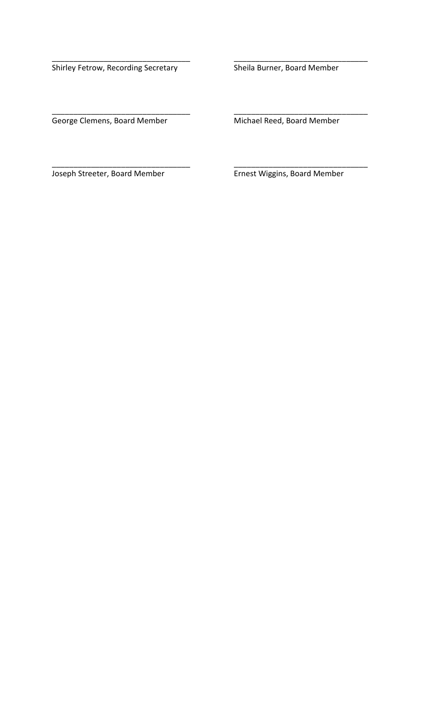_______________________________ Shirley Fetrow, Recording Secretary

_______________________________ Sheila Burner, Board Member

_______________________________ George Clemens, Board Member

_______________________________ Michael Reed, Board Member

_______________________________ Joseph Streeter, Board Member

_______________________________ Ernest Wiggins, Board Member